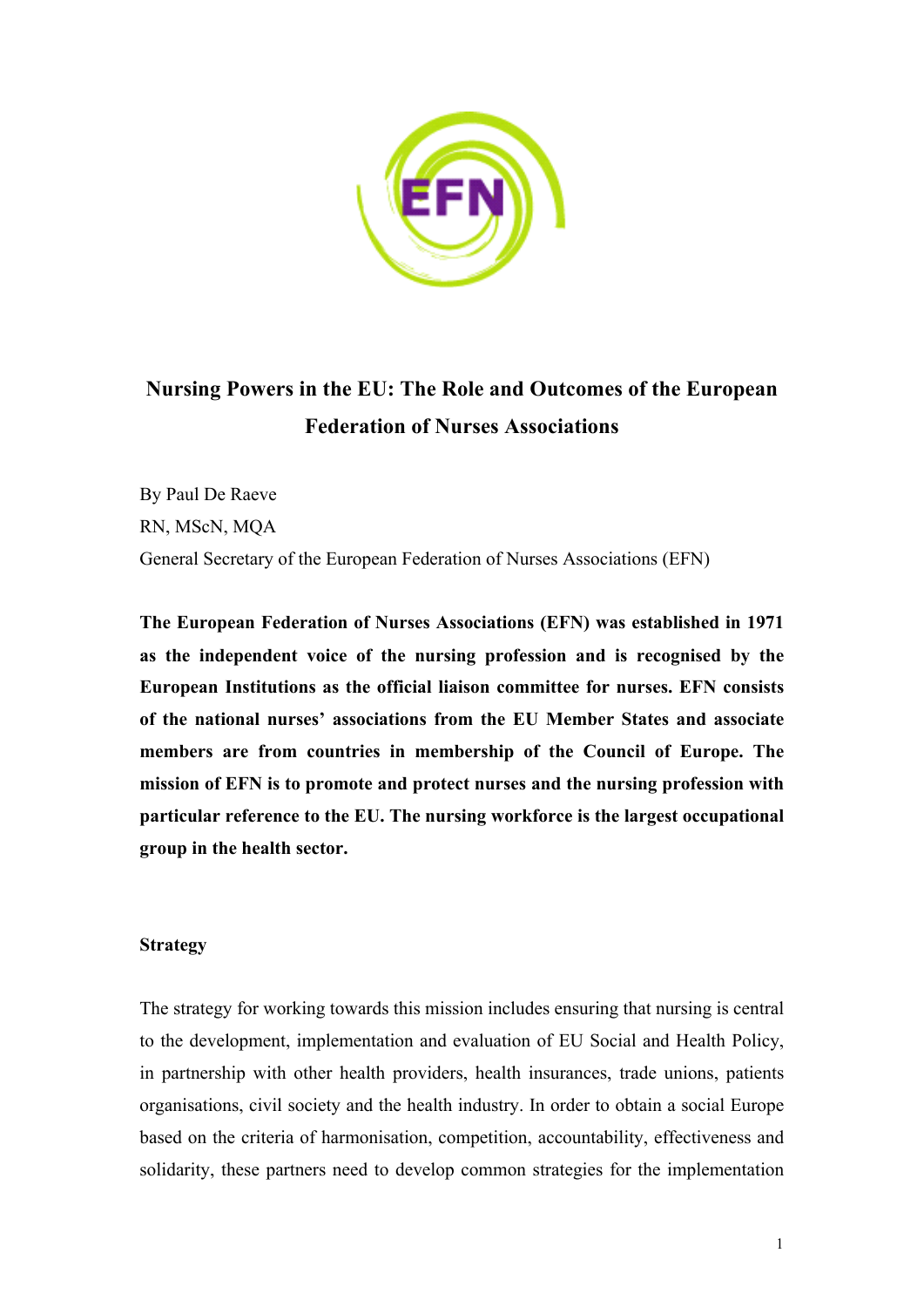# Nursing Powers in the EU: The Role and Outcomes of the European Federation of Nurses Associations

By Paul De Raeve
RN, MScN, MQA
General Secretary of the European Federation of Nurses Associations (EFN)

**The European Federation of Nurses Associations (EFN) was established in 1971 as the independent voice of the nursing profession and is recognised by the European Institutions as the official liaison committee for nurses. EFN consists of the national nurses' associations from the EU Member States and associate members are from countries in membership of the Council of Europe. The mission of EFN is to promote and protect nurses and the nursing profession with particular reference to the EU. The nursing workforce is the largest occupational group in the health sector.**

## Strategy

The strategy for working towards this mission includes ensuring that nursing is central to the development, implementation and evaluation of EU Social and Health Policy, in partnership with other health providers, health insurances, trade unions, patients organisations, civil society and the health industry. In order to obtain a social Europe based on the criteria of harmonisation, competition, accountability, effectiveness and solidarity, these partners need to develop common strategies for the implementation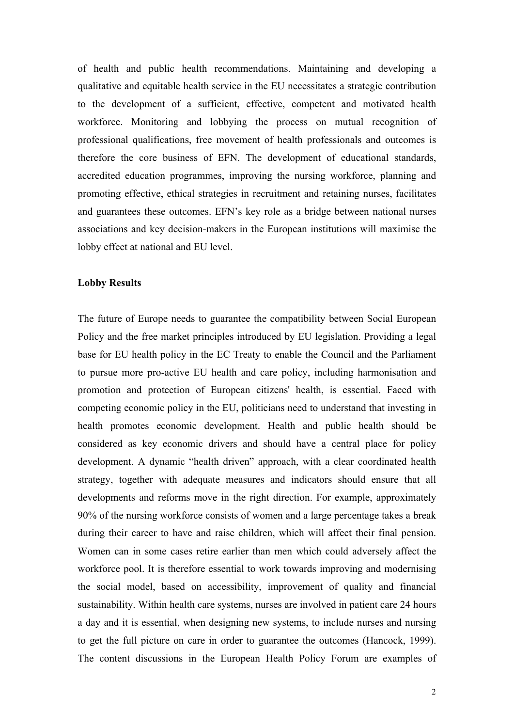of health and public health recommendations. Maintaining and developing a qualitative and equitable health service in the EU necessitates a strategic contribution to the development of a sufficient, effective, competent and motivated health workforce. Monitoring and lobbying the process on mutual recognition of professional qualifications, free movement of health professionals and outcomes is therefore the core business of EFN. The development of educational standards, accredited education programmes, improving the nursing workforce, planning and promoting effective, ethical strategies in recruitment and retaining nurses, facilitates and guarantees these outcomes. EFN's key role as a bridge between national nurses associations and key decision-makers in the European institutions will maximise the lobby effect at national and EU level.

**Lobby Results**

The future of Europe needs to guarantee the compatibility between Social European Policy and the free market principles introduced by EU legislation. Providing a legal base for EU health policy in the EC Treaty to enable the Council and the Parliament to pursue more pro-active EU health and care policy, including harmonisation and promotion and protection of European citizens' health, is essential. Faced with competing economic policy in the EU, politicians need to understand that investing in health promotes economic development. Health and public health should be considered as key economic drivers and should have a central place for policy development. A dynamic "health driven" approach, with a clear coordinated health strategy, together with adequate measures and indicators should ensure that all developments and reforms move in the right direction. For example, approximately 90% of the nursing workforce consists of women and a large percentage takes a break during their career to have and raise children, which will affect their final pension. Women can in some cases retire earlier than men which could adversely affect the workforce pool. It is therefore essential to work towards improving and modernising the social model, based on accessibility, improvement of quality and financial sustainability. Within health care systems, nurses are involved in patient care 24 hours a day and it is essential, when designing new systems, to include nurses and nursing to get the full picture on care in order to guarantee the outcomes (Hancock, 1999). The content discussions in the European Health Policy Forum are examples of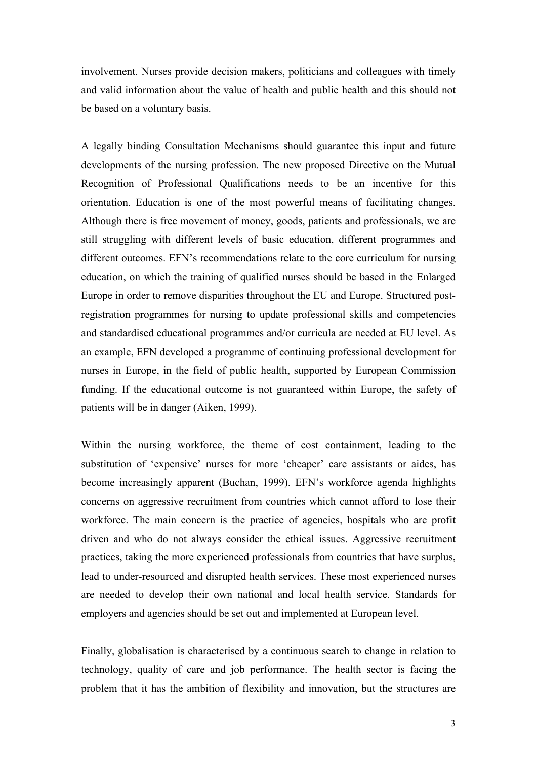involvement. Nurses provide decision makers, politicians and colleagues with timely and valid information about the value of health and public health and this should not be based on a voluntary basis.

A legally binding Consultation Mechanisms should guarantee this input and future developments of the nursing profession. The new proposed Directive on the Mutual Recognition of Professional Qualifications needs to be an incentive for this orientation. Education is one of the most powerful means of facilitating changes. Although there is free movement of money, goods, patients and professionals, we are still struggling with different levels of basic education, different programmes and different outcomes. EFN's recommendations relate to the core curriculum for nursing education, on which the training of qualified nurses should be based in the Enlarged Europe in order to remove disparities throughout the EU and Europe. Structured post-registration programmes for nursing to update professional skills and competencies and standardised educational programmes and/or curricula are needed at EU level. As an example, EFN developed a programme of continuing professional development for nurses in Europe, in the field of public health, supported by European Commission funding. If the educational outcome is not guaranteed within Europe, the safety of patients will be in danger (Aiken, 1999).

Within the nursing workforce, the theme of cost containment, leading to the substitution of 'expensive' nurses for more 'cheaper' care assistants or aides, has become increasingly apparent (Buchan, 1999). EFN's workforce agenda highlights concerns on aggressive recruitment from countries which cannot afford to lose their workforce. The main concern is the practice of agencies, hospitals who are profit driven and who do not always consider the ethical issues. Aggressive recruitment practices, taking the more experienced professionals from countries that have surplus, lead to under-resourced and disrupted health services. These most experienced nurses are needed to develop their own national and local health service. Standards for employers and agencies should be set out and implemented at European level.

Finally, globalisation is characterised by a continuous search to change in relation to technology, quality of care and job performance. The health sector is facing the problem that it has the ambition of flexibility and innovation, but the structures are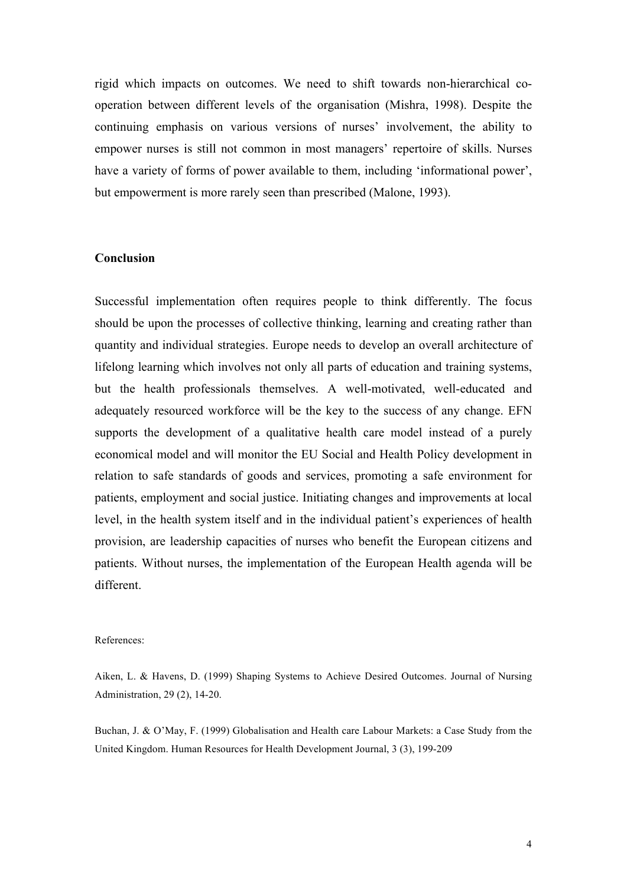rigid which impacts on outcomes. We need to shift towards non-hierarchical co-operation between different levels of the organisation (Mishra, 1998). Despite the continuing emphasis on various versions of nurses' involvement, the ability to empower nurses is still not common in most managers' repertoire of skills. Nurses have a variety of forms of power available to them, including 'informational power', but empowerment is more rarely seen than prescribed (Malone, 1993).

**Conclusion**

Successful implementation often requires people to think differently. The focus should be upon the processes of collective thinking, learning and creating rather than quantity and individual strategies. Europe needs to develop an overall architecture of lifelong learning which involves not only all parts of education and training systems, but the health professionals themselves. A well-motivated, well-educated and adequately resourced workforce will be the key to the success of any change. EFN supports the development of a qualitative health care model instead of a purely economical model and will monitor the EU Social and Health Policy development in relation to safe standards of goods and services, promoting a safe environment for patients, employment and social justice. Initiating changes and improvements at local level, in the health system itself and in the individual patient's experiences of health provision, are leadership capacities of nurses who benefit the European citizens and patients. Without nurses, the implementation of the European Health agenda will be different.

References:

Aiken, L. & Havens, D. (1999) Shaping Systems to Achieve Desired Outcomes. Journal of Nursing Administration, 29 (2), 14-20.

Buchan, J. & O'May, F. (1999) Globalisation and Health care Labour Markets: a Case Study from the United Kingdom. Human Resources for Health Development Journal, 3 (3), 199-209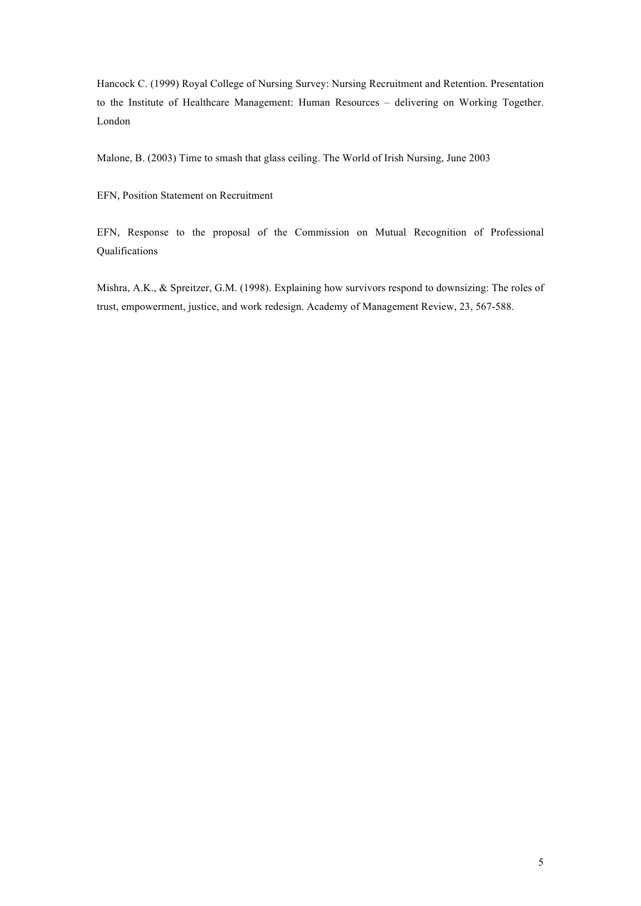Hancock C. (1999) Royal College of Nursing Survey: Nursing Recruitment and Retention. Presentation to the Institute of Healthcare Management: Human Resources – delivering on Working Together. London

Malone, B. (2003) Time to smash that glass ceiling. The World of Irish Nursing, June 2003

EFN, Position Statement on Recruitment

EFN, Response to the proposal of the Commission on Mutual Recognition of Professional Qualifications

Mishra, A.K., & Spreitzer, G.M. (1998). Explaining how survivors respond to downsizing: The roles of trust, empowerment, justice, and work redesign. Academy of Management Review, 23, 567-588.